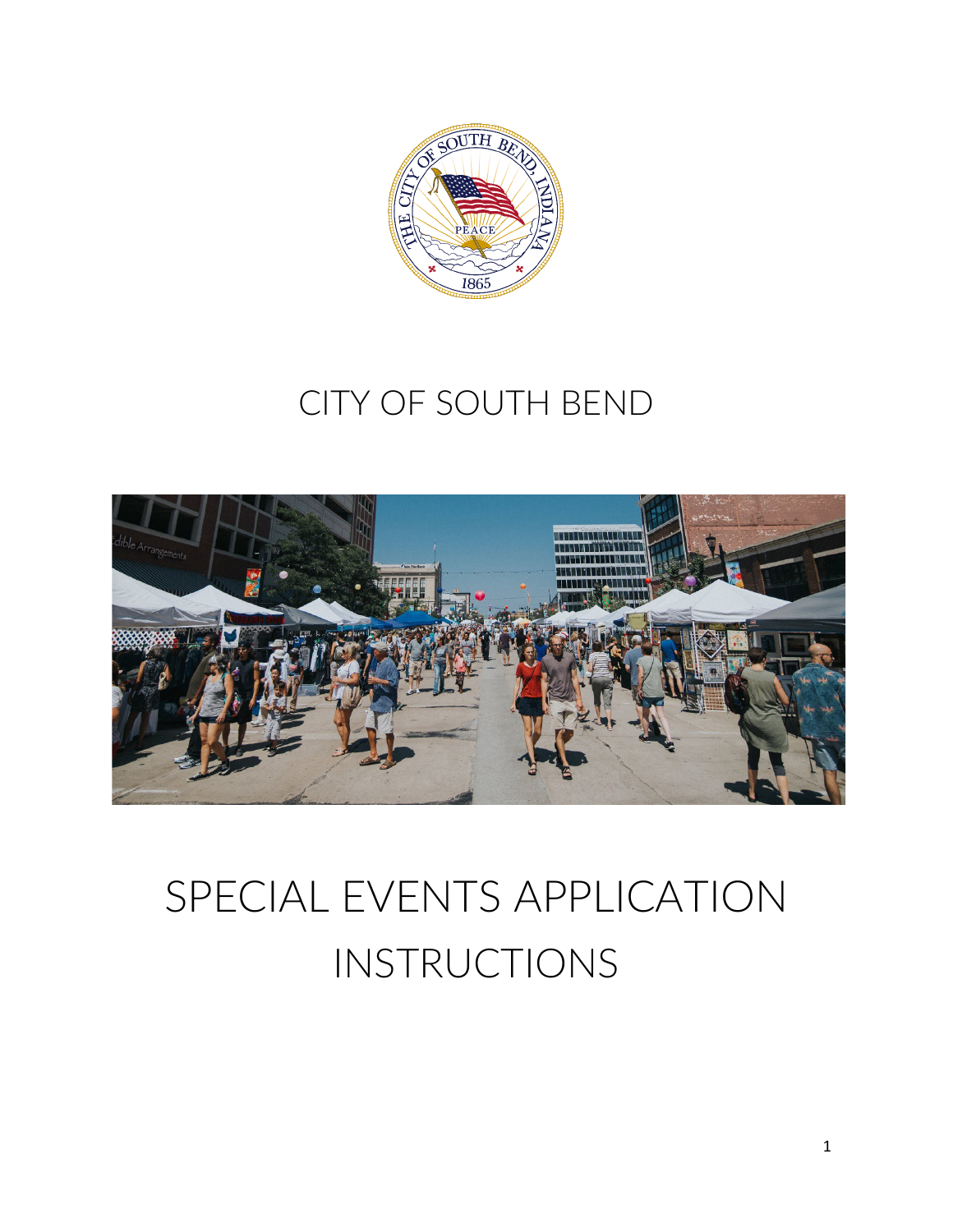# CITY OF SOUTH BEND

# SPECIAL EVENTS APPLICATION INSTRUCTIONS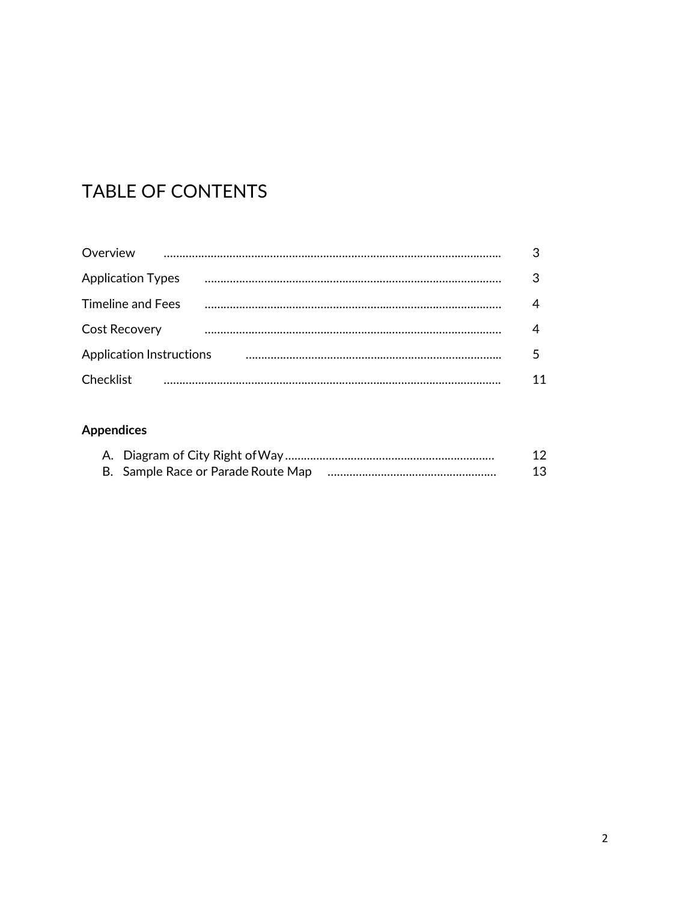# TABLE OF CONTENTS

| | |
|---|---|
| Overview | 3 |
| Application Types | 3 |
| Timeline and Fees | 4 |
| Cost Recovery | 4 |
| Application Instructions | 5 |
| Checklist | 11 |

**Appendices**

A. Diagram of City Right of Way .................................................................. 12
B. Sample Race or Parade Route Map ..................................................... 13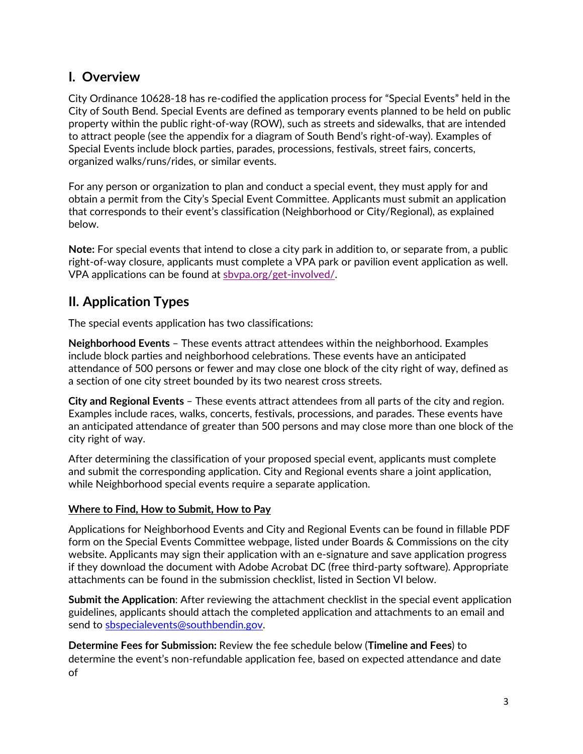## I. Overview

City Ordinance 10628-18 has re-codified the application process for "Special Events" held in the City of South Bend. Special Events are defined as temporary events planned to be held on public property within the public right-of-way (ROW), such as streets and sidewalks, that are intended to attract people (see the appendix for a diagram of South Bend's right-of-way). Examples of Special Events include block parties, parades, processions, festivals, street fairs, concerts, organized walks/runs/rides, or similar events.

For any person or organization to plan and conduct a special event, they must apply for and obtain a permit from the City's Special Event Committee. Applicants must submit an application that corresponds to their event's classification (Neighborhood or City/Regional), as explained below.

**Note:** For special events that intend to close a city park in addition to, or separate from, a public right-of-way closure, applicants must complete a VPA park or pavilion event application as well. VPA applications can be found at sbvpa.org/get-involved/.

## II. Application Types

The special events application has two classifications:

**Neighborhood Events** – These events attract attendees within the neighborhood. Examples include block parties and neighborhood celebrations. These events have an anticipated attendance of 500 persons or fewer and may close one block of the city right of way, defined as a section of one city street bounded by its two nearest cross streets.

**City and Regional Events** – These events attract attendees from all parts of the city and region. Examples include races, walks, concerts, festivals, processions, and parades. These events have an anticipated attendance of greater than 500 persons and may close more than one block of the city right of way.

After determining the classification of your proposed special event, applicants must complete and submit the corresponding application. City and Regional events share a joint application, while Neighborhood special events require a separate application.

**Where to Find, How to Submit, How to Pay**

Applications for Neighborhood Events and City and Regional Events can be found in fillable PDF form on the Special Events Committee webpage, listed under Boards & Commissions on the city website. Applicants may sign their application with an e-signature and save application progress if they download the document with Adobe Acrobat DC (free third-party software). Appropriate attachments can be found in the submission checklist, listed in Section VI below.

**Submit the Application**: After reviewing the attachment checklist in the special event application guidelines, applicants should attach the completed application and attachments to an email and send to sbspecialevents@southbendin.gov.

**Determine Fees for Submission:** Review the fee schedule below (**Timeline and Fees**) to determine the event's non-refundable application fee, based on expected attendance and date of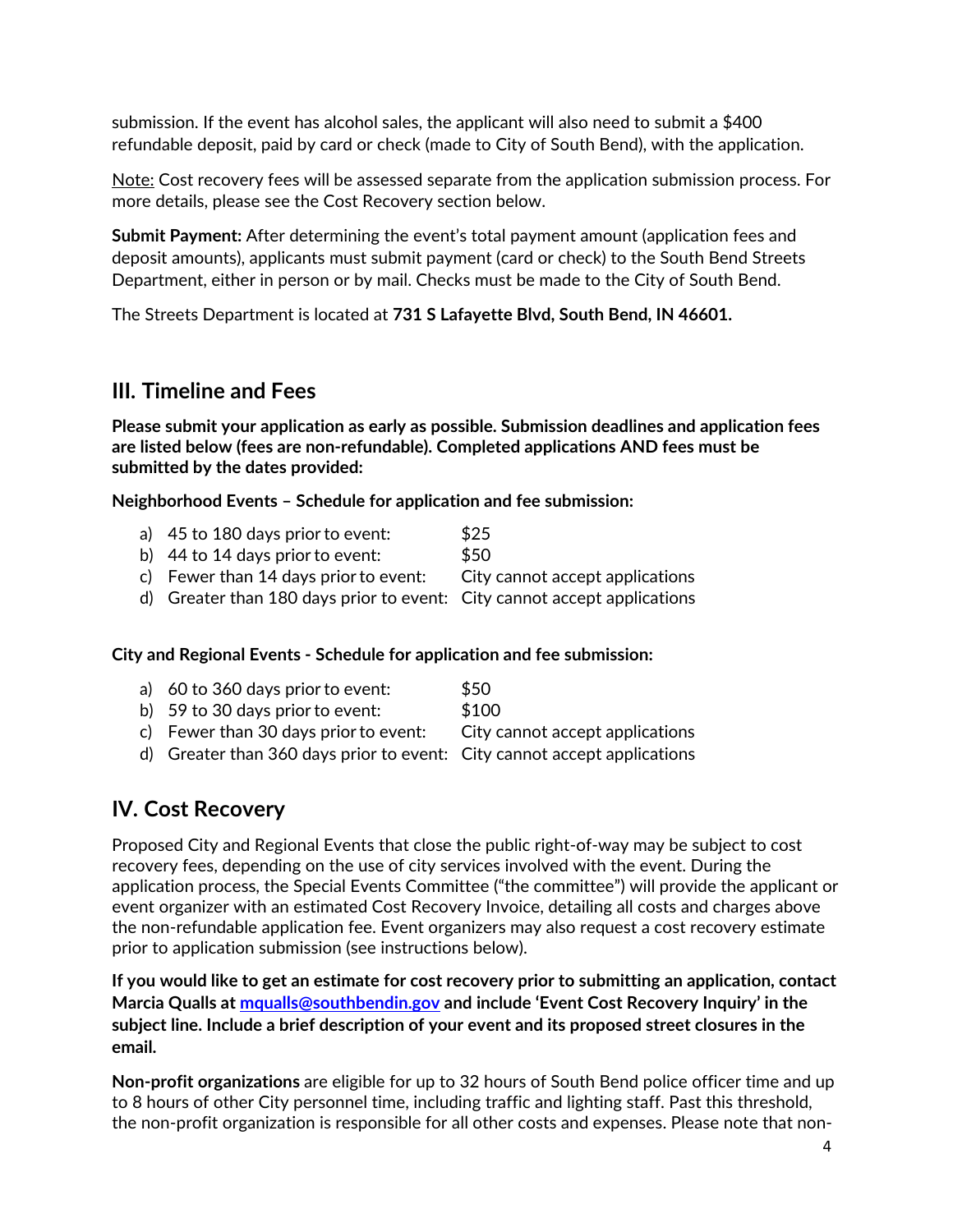submission. If the event has alcohol sales, the applicant will also need to submit a $400 refundable deposit, paid by card or check (made to City of South Bend), with the application.

<u>Note:</u> Cost recovery fees will be assessed separate from the application submission process. For more details, please see the Cost Recovery section below.

**Submit Payment:** After determining the event's total payment amount (application fees and deposit amounts), applicants must submit payment (card or check) to the South Bend Streets Department, either in person or by mail. Checks must be made to the City of South Bend.

The Streets Department is located at **731 S Lafayette Blvd, South Bend, IN 46601.**

## III. Timeline and Fees

**Please submit your application as early as possible. Submission deadlines and application fees are listed below (fees are non-refundable). Completed applications AND fees must be submitted by the dates provided:**

**Neighborhood Events – Schedule for application and fee submission:**

a) 45 to 180 days prior to event: $25
b) 44 to 14 days prior to event: $50
c) Fewer than 14 days prior to event: City cannot accept applications
d) Greater than 180 days prior to event: City cannot accept applications

**City and Regional Events - Schedule for application and fee submission:**

a) 60 to 360 days prior to event: $50
b) 59 to 30 days prior to event: $100
c) Fewer than 30 days prior to event: City cannot accept applications
d) Greater than 360 days prior to event: City cannot accept applications

## IV. Cost Recovery

Proposed City and Regional Events that close the public right-of-way may be subject to cost recovery fees, depending on the use of city services involved with the event. During the application process, the Special Events Committee ("the committee") will provide the applicant or event organizer with an estimated Cost Recovery Invoice, detailing all costs and charges above the non-refundable application fee. Event organizers may also request a cost recovery estimate prior to application submission (see instructions below).

**If you would like to get an estimate for cost recovery prior to submitting an application, contact Marcia Qualls at [mqualls@southbendin.gov](mailto:mqualls@southbendin.gov) and include 'Event Cost Recovery Inquiry' in the subject line. Include a brief description of your event and its proposed street closures in the email.**

**Non-profit organizations** are eligible for up to 32 hours of South Bend police officer time and up to 8 hours of other City personnel time, including traffic and lighting staff. Past this threshold, the non-profit organization is responsible for all other costs and expenses. Please note that non-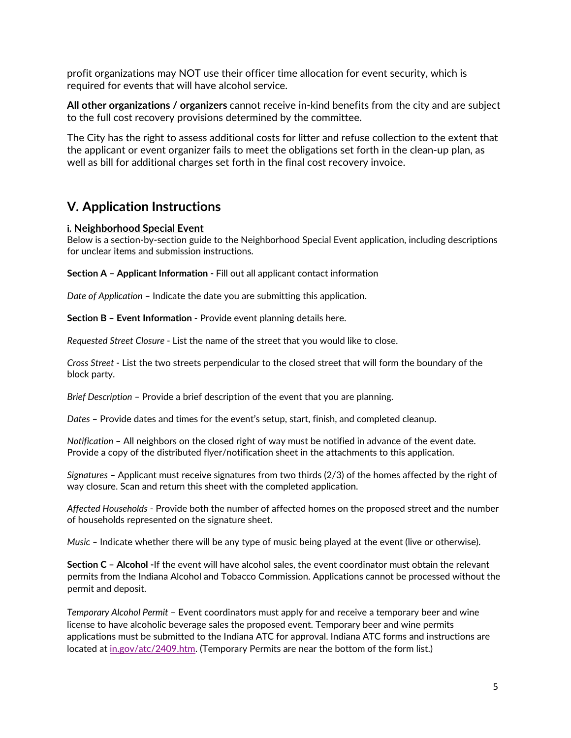profit organizations may NOT use their officer time allocation for event security, which is required for events that will have alcohol service.

**All other organizations / organizers** cannot receive in-kind benefits from the city and are subject to the full cost recovery provisions determined by the committee.

The City has the right to assess additional costs for litter and refuse collection to the extent that the applicant or event organizer fails to meet the obligations set forth in the clean-up plan, as well as bill for additional charges set forth in the final cost recovery invoice.

## V. Application Instructions

### i. Neighborhood Special Event

Below is a section-by-section guide to the Neighborhood Special Event application, including descriptions for unclear items and submission instructions.

**Section A – Applicant Information -** Fill out all applicant contact information

*Date of Application* – Indicate the date you are submitting this application.

**Section B – Event Information** - Provide event planning details here.

*Requested Street Closure* - List the name of the street that you would like to close.

*Cross Street* - List the two streets perpendicular to the closed street that will form the boundary of the block party.

*Brief Description* – Provide a brief description of the event that you are planning.

*Dates* – Provide dates and times for the event's setup, start, finish, and completed cleanup.

*Notification* – All neighbors on the closed right of way must be notified in advance of the event date. Provide a copy of the distributed flyer/notification sheet in the attachments to this application.

*Signatures* – Applicant must receive signatures from two thirds (2/3) of the homes affected by the right of way closure. Scan and return this sheet with the completed application.

*Affected Households* - Provide both the number of affected homes on the proposed street and the number of households represented on the signature sheet.

*Music* – Indicate whether there will be any type of music being played at the event (live or otherwise).

**Section C – Alcohol -**If the event will have alcohol sales, the event coordinator must obtain the relevant permits from the Indiana Alcohol and Tobacco Commission. Applications cannot be processed without the permit and deposit.

*Temporary Alcohol Permit* – Event coordinators must apply for and receive a temporary beer and wine license to have alcoholic beverage sales the proposed event. Temporary beer and wine permits applications must be submitted to the Indiana ATC for approval. Indiana ATC forms and instructions are located at in.gov/atc/2409.htm. (Temporary Permits are near the bottom of the form list.)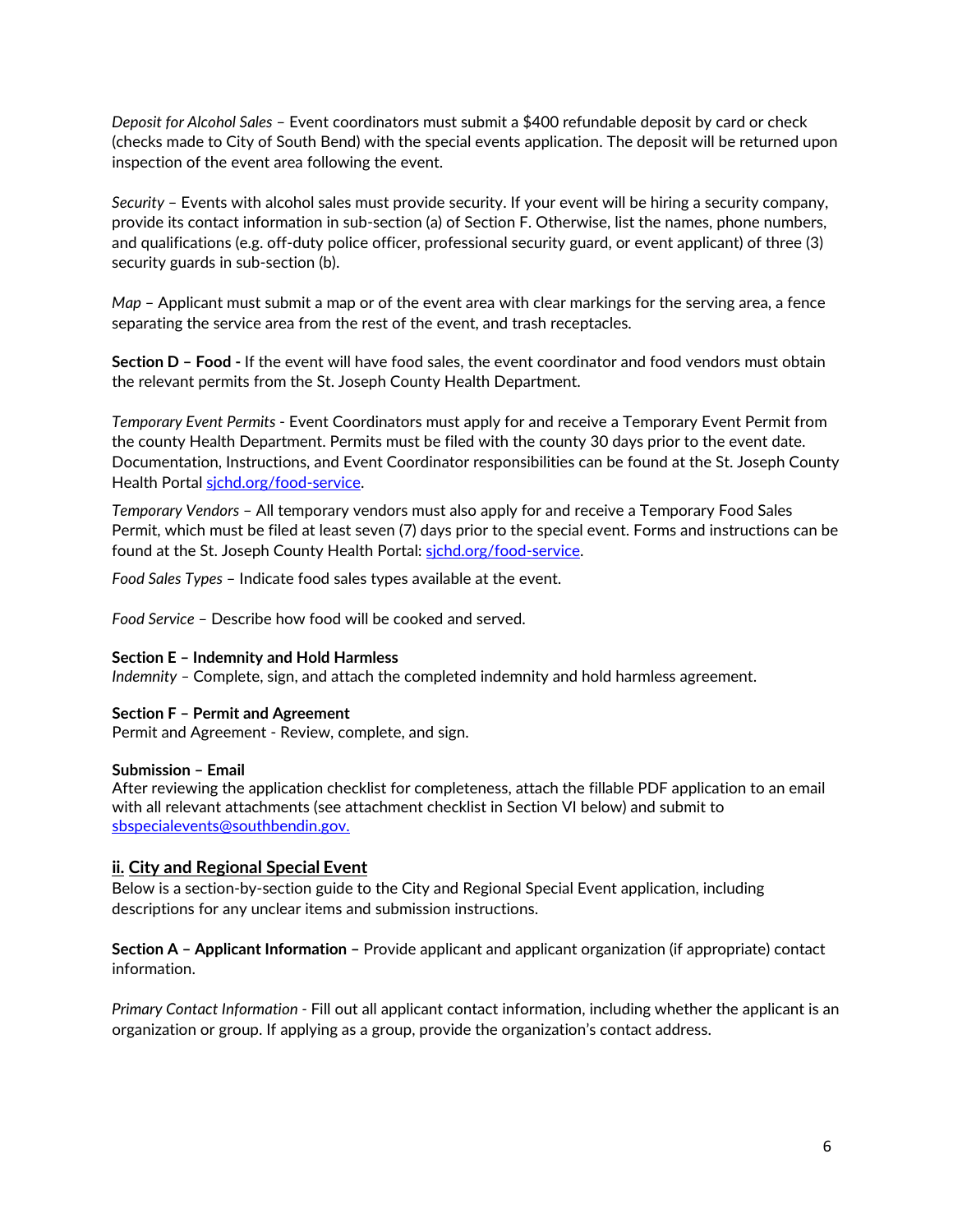*Deposit for Alcohol Sales* – Event coordinators must submit a $400 refundable deposit by card or check (checks made to City of South Bend) with the special events application. The deposit will be returned upon inspection of the event area following the event.

*Security* – Events with alcohol sales must provide security. If your event will be hiring a security company, provide its contact information in sub-section (a) of Section F. Otherwise, list the names, phone numbers, and qualifications (e.g. off-duty police officer, professional security guard, or event applicant) of three (3) security guards in sub-section (b).

*Map* – Applicant must submit a map or of the event area with clear markings for the serving area, a fence separating the service area from the rest of the event, and trash receptacles.

**Section D – Food -** If the event will have food sales, the event coordinator and food vendors must obtain the relevant permits from the St. Joseph County Health Department.

*Temporary Event Permits* - Event Coordinators must apply for and receive a Temporary Event Permit from the county Health Department. Permits must be filed with the county 30 days prior to the event date. Documentation, Instructions, and Event Coordinator responsibilities can be found at the St. Joseph County Health Portal sjchd.org/food-service.

*Temporary Vendors* – All temporary vendors must also apply for and receive a Temporary Food Sales Permit, which must be filed at least seven (7) days prior to the special event. Forms and instructions can be found at the St. Joseph County Health Portal: sjchd.org/food-service.

*Food Sales Types* – Indicate food sales types available at the event.

*Food Service* – Describe how food will be cooked and served.

**Section E – Indemnity and Hold Harmless**
*Indemnity* – Complete, sign, and attach the completed indemnity and hold harmless agreement.

**Section F – Permit and Agreement**
Permit and Agreement - Review, complete, and sign.

**Submission – Email**
After reviewing the application checklist for completeness, attach the fillable PDF application to an email with all relevant attachments (see attachment checklist in Section VI below) and submit to sbspecialevents@southbendin.gov.

## ii. City and Regional Special Event

Below is a section-by-section guide to the City and Regional Special Event application, including descriptions for any unclear items and submission instructions.

**Section A – Applicant Information –** Provide applicant and applicant organization (if appropriate) contact information.

*Primary Contact Information* - Fill out all applicant contact information, including whether the applicant is an organization or group. If applying as a group, provide the organization's contact address.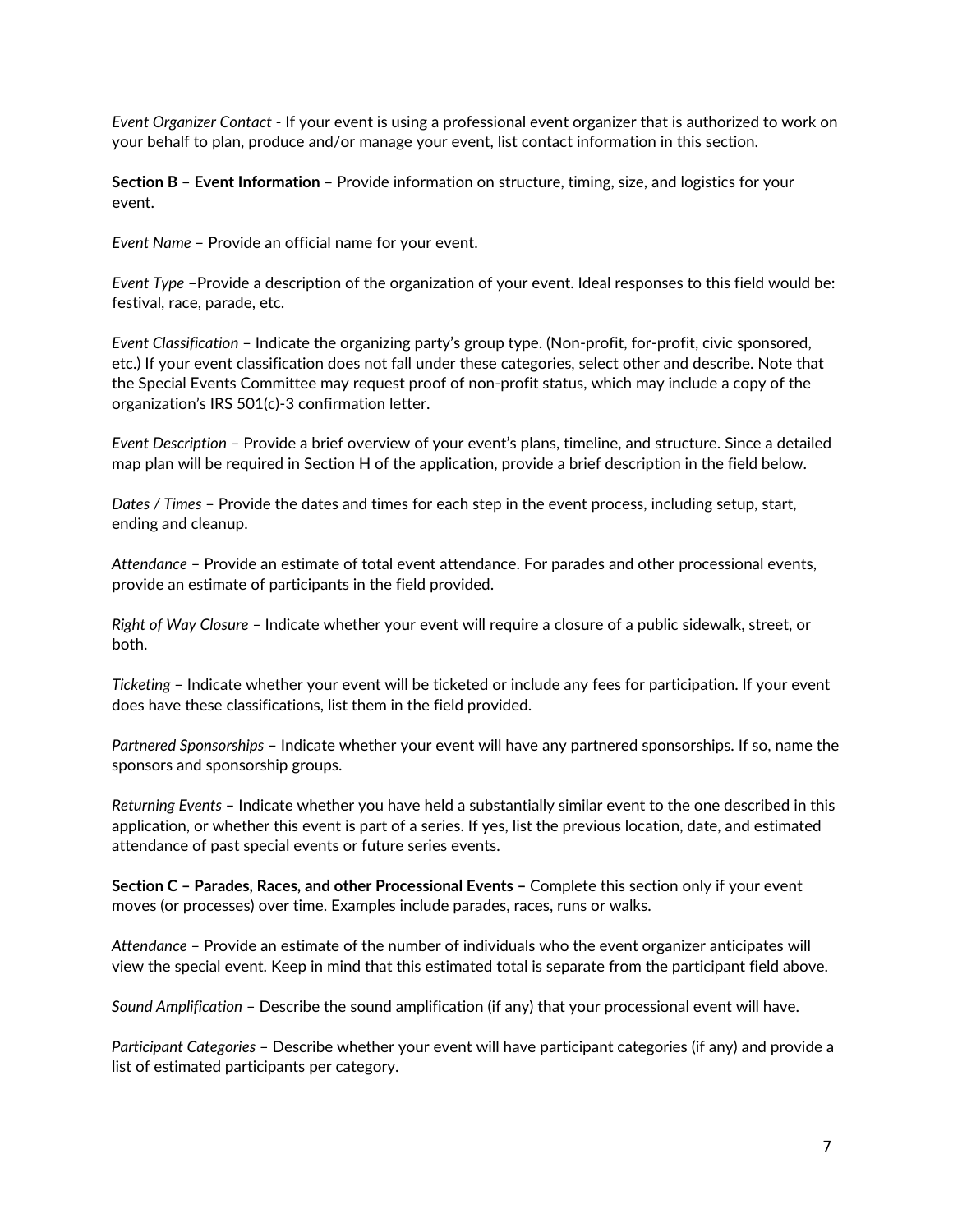*Event Organizer Contact* - If your event is using a professional event organizer that is authorized to work on your behalf to plan, produce and/or manage your event, list contact information in this section.

**Section B – Event Information –** Provide information on structure, timing, size, and logistics for your event.

*Event Name* – Provide an official name for your event.

*Event Type* –Provide a description of the organization of your event. Ideal responses to this field would be: festival, race, parade, etc.

*Event Classification* – Indicate the organizing party's group type. (Non-profit, for-profit, civic sponsored, etc.) If your event classification does not fall under these categories, select other and describe. Note that the Special Events Committee may request proof of non-profit status, which may include a copy of the organization's IRS 501(c)-3 confirmation letter.

*Event Description* – Provide a brief overview of your event's plans, timeline, and structure. Since a detailed map plan will be required in Section H of the application, provide a brief description in the field below.

*Dates / Times* – Provide the dates and times for each step in the event process, including setup, start, ending and cleanup.

*Attendance* – Provide an estimate of total event attendance. For parades and other processional events, provide an estimate of participants in the field provided.

*Right of Way Closure* – Indicate whether your event will require a closure of a public sidewalk, street, or both.

*Ticketing* – Indicate whether your event will be ticketed or include any fees for participation. If your event does have these classifications, list them in the field provided.

*Partnered Sponsorships* – Indicate whether your event will have any partnered sponsorships. If so, name the sponsors and sponsorship groups.

*Returning Events* – Indicate whether you have held a substantially similar event to the one described in this application, or whether this event is part of a series. If yes, list the previous location, date, and estimated attendance of past special events or future series events.

**Section C – Parades, Races, and other Processional Events –** Complete this section only if your event moves (or processes) over time. Examples include parades, races, runs or walks.

*Attendance* – Provide an estimate of the number of individuals who the event organizer anticipates will view the special event. Keep in mind that this estimated total is separate from the participant field above.

*Sound Amplification* – Describe the sound amplification (if any) that your processional event will have.

*Participant Categories* – Describe whether your event will have participant categories (if any) and provide a list of estimated participants per category.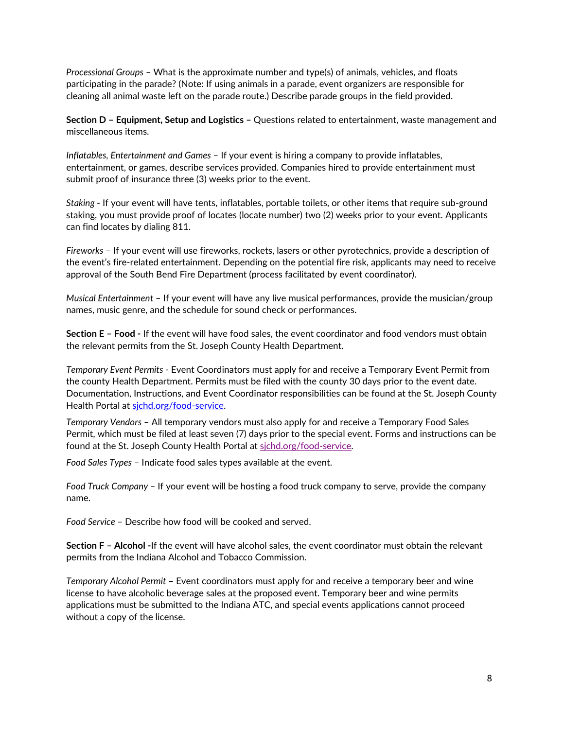*Processional Groups* – What is the approximate number and type(s) of animals, vehicles, and floats participating in the parade? (Note: If using animals in a parade, event organizers are responsible for cleaning all animal waste left on the parade route.) Describe parade groups in the field provided.

**Section D – Equipment, Setup and Logistics –** Questions related to entertainment, waste management and miscellaneous items.

*Inflatables, Entertainment and Games* – If your event is hiring a company to provide inflatables, entertainment, or games, describe services provided. Companies hired to provide entertainment must submit proof of insurance three (3) weeks prior to the event.

*Staking* - If your event will have tents, inflatables, portable toilets, or other items that require sub-ground staking, you must provide proof of locates (locate number) two (2) weeks prior to your event. Applicants can find locates by dialing 811.

*Fireworks* – If your event will use fireworks, rockets, lasers or other pyrotechnics, provide a description of the event's fire-related entertainment. Depending on the potential fire risk, applicants may need to receive approval of the South Bend Fire Department (process facilitated by event coordinator).

*Musical Entertainment* – If your event will have any live musical performances, provide the musician/group names, music genre, and the schedule for sound check or performances.

**Section E – Food -** If the event will have food sales, the event coordinator and food vendors must obtain the relevant permits from the St. Joseph County Health Department.

*Temporary Event Permits* - Event Coordinators must apply for and receive a Temporary Event Permit from the county Health Department. Permits must be filed with the county 30 days prior to the event date. Documentation, Instructions, and Event Coordinator responsibilities can be found at the St. Joseph County Health Portal at sjchd.org/food-service.

*Temporary Vendors* – All temporary vendors must also apply for and receive a Temporary Food Sales Permit, which must be filed at least seven (7) days prior to the special event. Forms and instructions can be found at the St. Joseph County Health Portal at sjchd.org/food-service.

*Food Sales Types* – Indicate food sales types available at the event.

*Food Truck Company* – If your event will be hosting a food truck company to serve, provide the company name.

*Food Service* – Describe how food will be cooked and served.

**Section F – Alcohol -**If the event will have alcohol sales, the event coordinator must obtain the relevant permits from the Indiana Alcohol and Tobacco Commission.

*Temporary Alcohol Permit* – Event coordinators must apply for and receive a temporary beer and wine license to have alcoholic beverage sales at the proposed event. Temporary beer and wine permits applications must be submitted to the Indiana ATC, and special events applications cannot proceed without a copy of the license.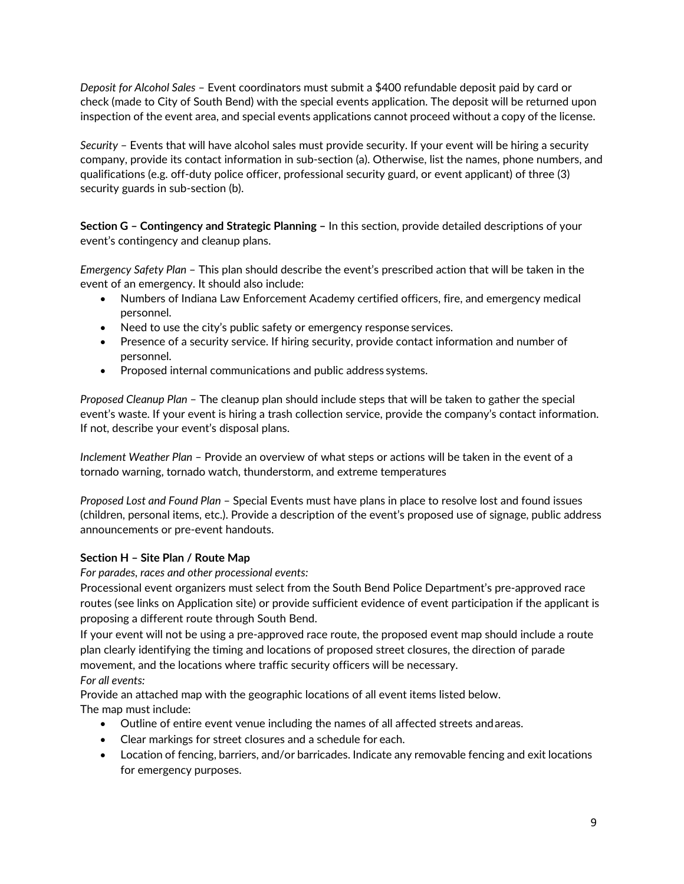*Deposit for Alcohol Sales* – Event coordinators must submit a $400 refundable deposit paid by card or check (made to City of South Bend) with the special events application. The deposit will be returned upon inspection of the event area, and special events applications cannot proceed without a copy of the license.

*Security* – Events that will have alcohol sales must provide security. If your event will be hiring a security company, provide its contact information in sub-section (a). Otherwise, list the names, phone numbers, and qualifications (e.g. off-duty police officer, professional security guard, or event applicant) of three (3) security guards in sub-section (b).

**Section G – Contingency and Strategic Planning –** In this section, provide detailed descriptions of your event's contingency and cleanup plans.

*Emergency Safety Plan* – This plan should describe the event's prescribed action that will be taken in the event of an emergency. It should also include:

- Numbers of Indiana Law Enforcement Academy certified officers, fire, and emergency medical personnel.
- Need to use the city's public safety or emergency response services.
- Presence of a security service. If hiring security, provide contact information and number of personnel.
- Proposed internal communications and public address systems.

*Proposed Cleanup Plan* – The cleanup plan should include steps that will be taken to gather the special event's waste. If your event is hiring a trash collection service, provide the company's contact information. If not, describe your event's disposal plans.

*Inclement Weather Plan* – Provide an overview of what steps or actions will be taken in the event of a tornado warning, tornado watch, thunderstorm, and extreme temperatures

*Proposed Lost and Found Plan* – Special Events must have plans in place to resolve lost and found issues (children, personal items, etc.). Provide a description of the event's proposed use of signage, public address announcements or pre-event handouts.

**Section H – Site Plan / Route Map**

*For parades, races and other processional events:*

Processional event organizers must select from the South Bend Police Department's pre-approved race routes (see links on Application site) or provide sufficient evidence of event participation if the applicant is proposing a different route through South Bend.

If your event will not be using a pre-approved race route, the proposed event map should include a route plan clearly identifying the timing and locations of proposed street closures, the direction of parade movement, and the locations where traffic security officers will be necessary.

*For all events:*

Provide an attached map with the geographic locations of all event items listed below.

The map must include:

- Outline of entire event venue including the names of all affected streets and areas.
- Clear markings for street closures and a schedule for each.
- Location of fencing, barriers, and/or barricades. Indicate any removable fencing and exit locations for emergency purposes.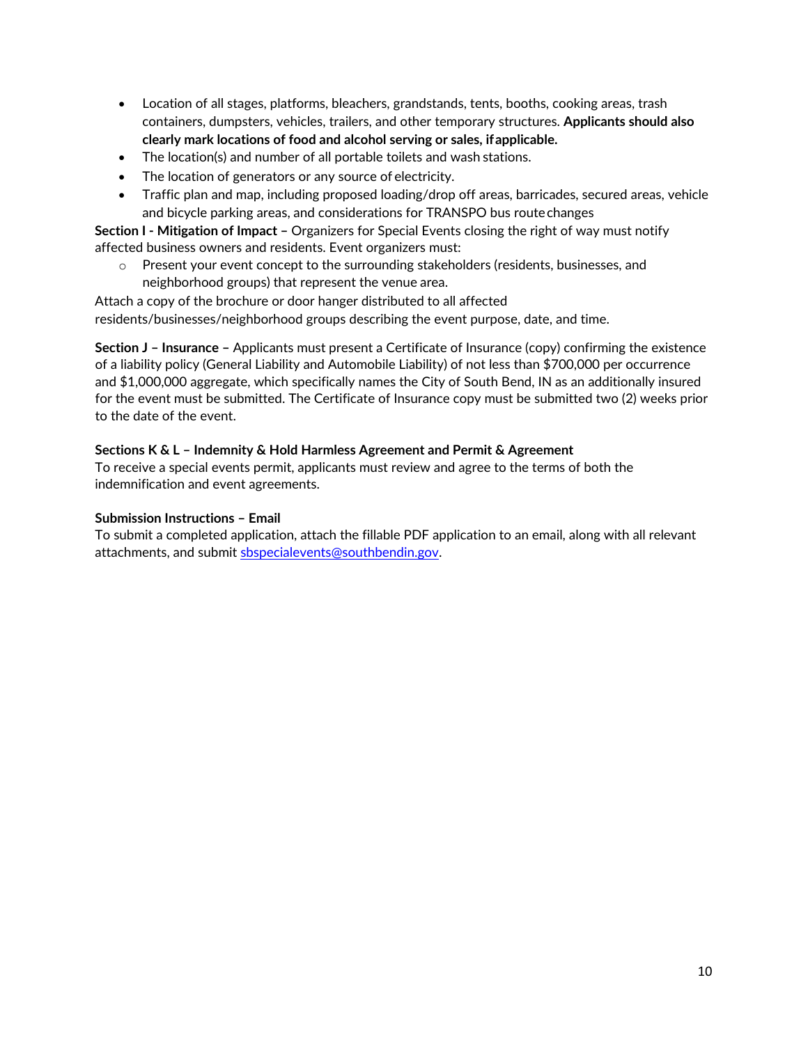- Location of all stages, platforms, bleachers, grandstands, tents, booths, cooking areas, trash containers, dumpsters, vehicles, trailers, and other temporary structures. **Applicants should also clearly mark locations of food and alcohol serving or sales, if applicable.**
- The location(s) and number of all portable toilets and wash stations.
- The location of generators or any source of electricity.
- Traffic plan and map, including proposed loading/drop off areas, barricades, secured areas, vehicle and bicycle parking areas, and considerations for TRANSPO bus route changes

**Section I - Mitigation of Impact –** Organizers for Special Events closing the right of way must notify affected business owners and residents. Event organizers must:

- Present your event concept to the surrounding stakeholders (residents, businesses, and neighborhood groups) that represent the venue area.

Attach a copy of the brochure or door hanger distributed to all affected residents/businesses/neighborhood groups describing the event purpose, date, and time.

**Section J – Insurance –** Applicants must present a Certificate of Insurance (copy) confirming the existence of a liability policy (General Liability and Automobile Liability) of not less than $700,000 per occurrence and $1,000,000 aggregate, which specifically names the City of South Bend, IN as an additionally insured for the event must be submitted. The Certificate of Insurance copy must be submitted two (2) weeks prior to the date of the event.

**Sections K & L – Indemnity & Hold Harmless Agreement and Permit & Agreement**

To receive a special events permit, applicants must review and agree to the terms of both the indemnification and event agreements.

**Submission Instructions – Email**

To submit a completed application, attach the fillable PDF application to an email, along with all relevant attachments, and submit sbspecialevents@southbendin.gov.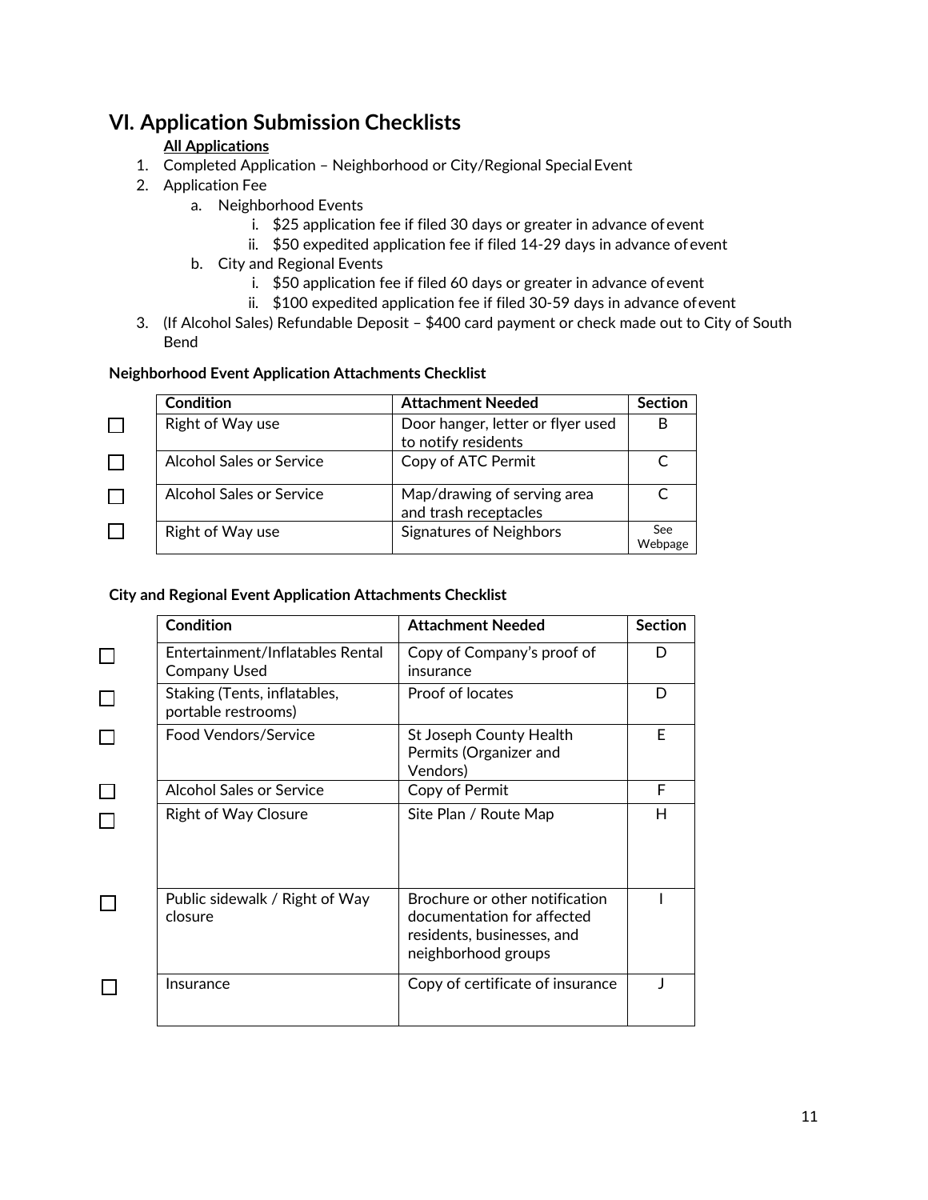# VI. Application Submission Checklists

**All Applications**

1. Completed Application – Neighborhood or City/Regional Special Event
2. Application Fee
   a. Neighborhood Events
      i. $25 application fee if filed 30 days or greater in advance of event
      ii. $50 expedited application fee if filed 14-29 days in advance of event
   b. City and Regional Events
      i. $50 application fee if filed 60 days or greater in advance of event
      ii. $100 expedited application fee if filed 30-59 days in advance of event
3. (If Alcohol Sales) Refundable Deposit – $400 card payment or check made out to City of South Bend

**Neighborhood Event Application Attachments Checklist**

| | Condition | Attachment Needed | Section |
|---|---|---|---|
| ☐ | Right of Way use | Door hanger, letter or flyer used to notify residents | B |
| ☐ | Alcohol Sales or Service | Copy of ATC Permit | C |
| ☐ | Alcohol Sales or Service | Map/drawing of serving area and trash receptacles | C |
| ☐ | Right of Way use | Signatures of Neighbors | See Webpage |

**City and Regional Event Application Attachments Checklist**

| | Condition | Attachment Needed | Section |
|---|---|---|---|
| ☐ | Entertainment/Inflatables Rental Company Used | Copy of Company's proof of insurance | D |
| ☐ | Staking (Tents, inflatables, portable restrooms) | Proof of locates | D |
| ☐ | Food Vendors/Service | St Joseph County Health Permits (Organizer and Vendors) | E |
| ☐ | Alcohol Sales or Service | Copy of Permit | F |
| ☐ | Right of Way Closure | Site Plan / Route Map | H |
| ☐ | Public sidewalk / Right of Way closure | Brochure or other notification documentation for affected residents, businesses, and neighborhood groups | I |
| ☐ | Insurance | Copy of certificate of insurance | J |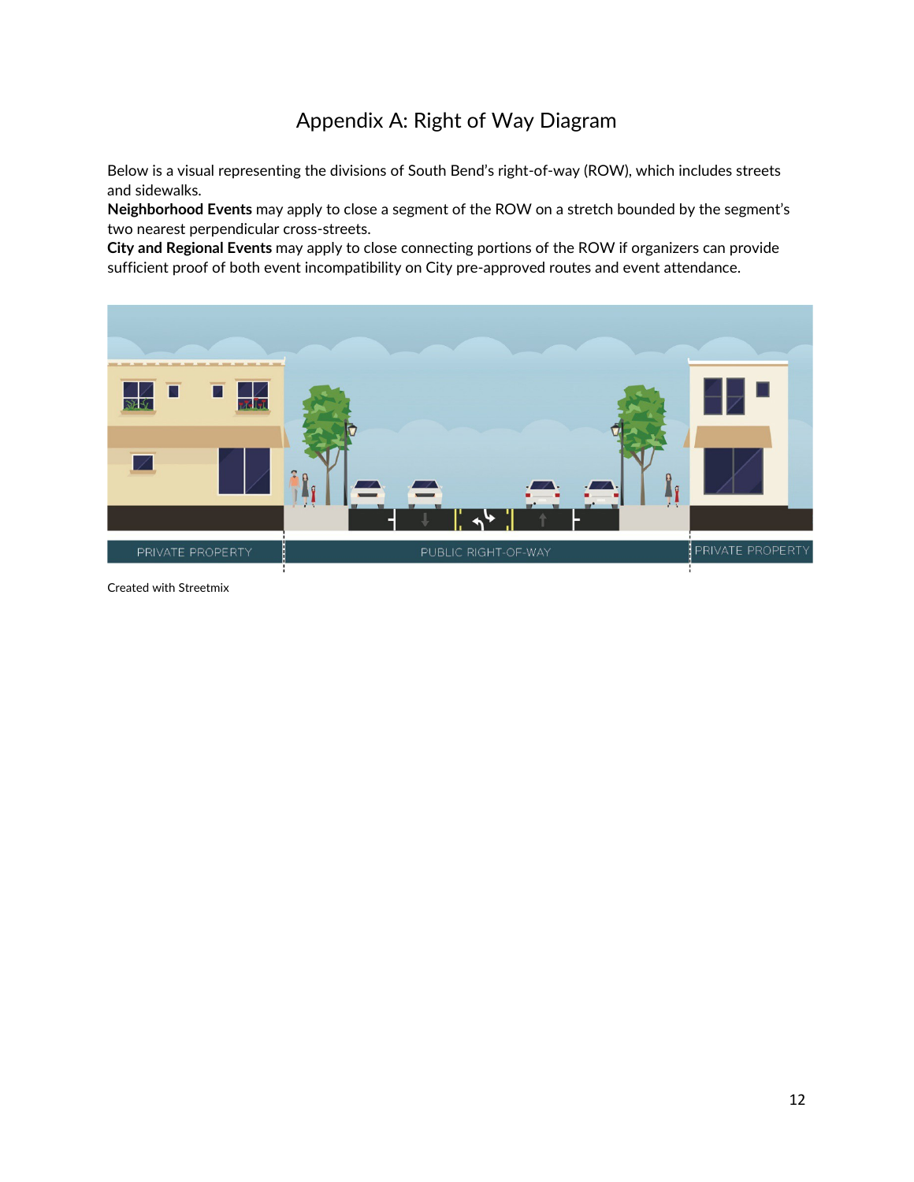# Appendix A: Right of Way Diagram

Below is a visual representing the divisions of South Bend's right-of-way (ROW), which includes streets and sidewalks.

**Neighborhood Events** may apply to close a segment of the ROW on a stretch bounded by the segment's two nearest perpendicular cross-streets.

**City and Regional Events** may apply to close connecting portions of the ROW if organizers can provide sufficient proof of both event incompatibility on City pre-approved routes and event attendance.

PRIVATE PROPERTY | PUBLIC RIGHT-OF-WAY | PRIVATE PROPERTY

Created with Streetmix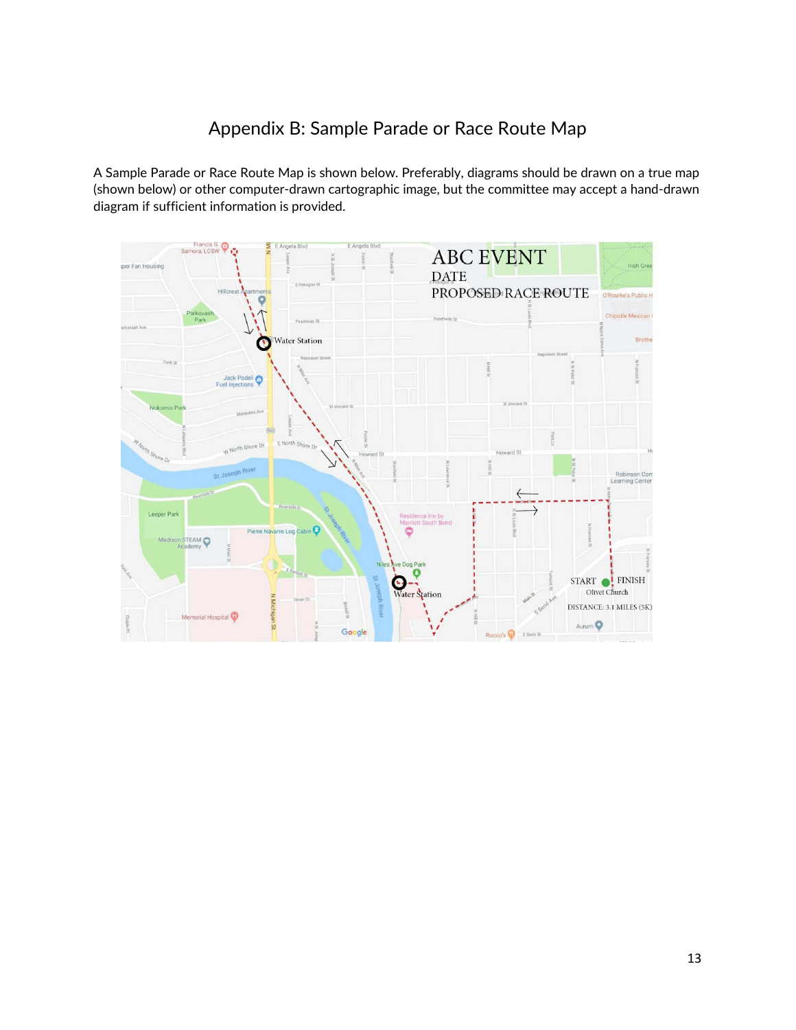# Appendix B: Sample Parade or Race Route Map

A Sample Parade or Race Route Map is shown below. Preferably, diagrams should be drawn on a true map (shown below) or other computer-drawn cartographic image, but the committee may accept a hand-drawn diagram if sufficient information is provided.

ABC EVENT
DATE
PROPOSED RACE ROUTE

Water Station

Water Station

START FINISH
Olivet Church

DISTANCE: 3.1 MILES (5K)